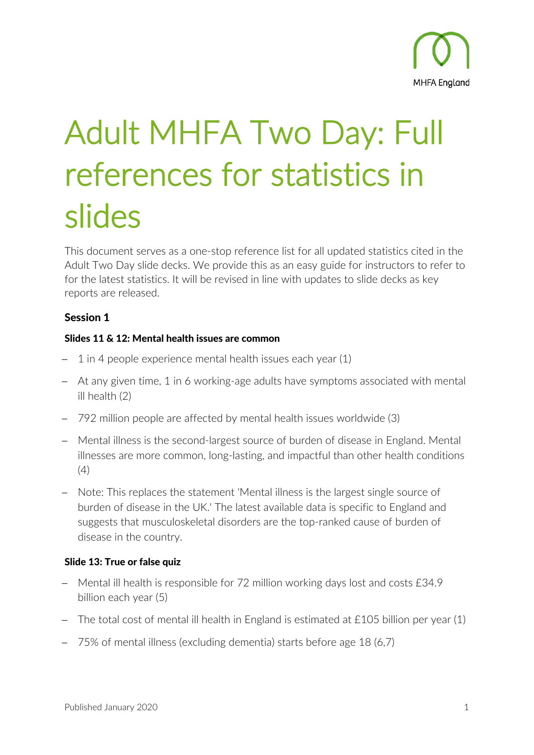MHFA England

# Adult MHFA Two Day: Full references for statistics in slides

This document serves as a one-stop reference list for all updated statistics cited in the Adult Two Day slide decks. We provide this as an easy guide for instructors to refer to for the latest statistics. It will be revised in line with updates to slide decks as key reports are released.

## Session 1

### Slides 11 & 12: Mental health issues are common

- 1 in 4 people experience mental health issues each year (1)
- At any given time, 1 in 6 working-age adults have symptoms associated with mental ill health (2)
- 792 million people are affected by mental health issues worldwide (3)
- Mental illness is the second-largest source of burden of disease in England. Mental illnesses are more common, long-lasting, and impactful than other health conditions (4)
- Note: This replaces the statement 'Mental illness is the largest single source of burden of disease in the UK.' The latest available data is specific to England and suggests that musculoskeletal disorders are the top-ranked cause of burden of disease in the country.

### Slide 13: True or false quiz

- Mental ill health is responsible for 72 million working days lost and costs £34.9 billion each year (5)
- The total cost of mental ill health in England is estimated at £105 billion per year (1)
- 75% of mental illness (excluding dementia) starts before age 18 (6,7)

Published January 2020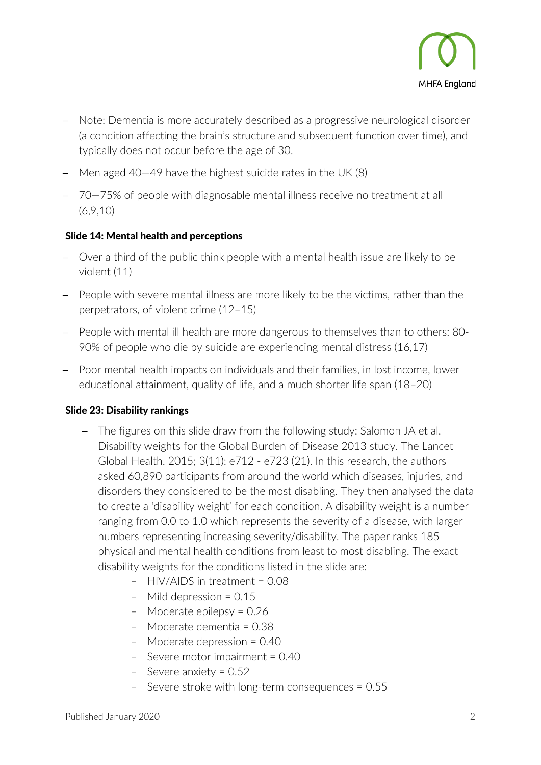- Note: Dementia is more accurately described as a progressive neurological disorder (a condition affecting the brain's structure and subsequent function over time), and typically does not occur before the age of 30.
- Men aged 40—49 have the highest suicide rates in the UK (8)
- 70—75% of people with diagnosable mental illness receive no treatment at all (6,9,10)

**Slide 14: Mental health and perceptions**

- Over a third of the public think people with a mental health issue are likely to be violent (11)
- People with severe mental illness are more likely to be the victims, rather than the perpetrators, of violent crime (12–15)
- People with mental ill health are more dangerous to themselves than to others: 80-90% of people who die by suicide are experiencing mental distress (16,17)
- Poor mental health impacts on individuals and their families, in lost income, lower educational attainment, quality of life, and a much shorter life span (18–20)

**Slide 23: Disability rankings**

- The figures on this slide draw from the following study: Salomon JA et al. Disability weights for the Global Burden of Disease 2013 study. The Lancet Global Health. 2015; 3(11): e712 - e723 (21). In this research, the authors asked 60,890 participants from around the world which diseases, injuries, and disorders they considered to be the most disabling. They then analysed the data to create a 'disability weight' for each condition. A disability weight is a number ranging from 0.0 to 1.0 which represents the severity of a disease, with larger numbers representing increasing severity/disability. The paper ranks 185 physical and mental health conditions from least to most disabling. The exact disability weights for the conditions listed in the slide are:
  - HIV/AIDS in treatment = 0.08
  - Mild depression = 0.15
  - Moderate epilepsy = 0.26
  - Moderate dementia = 0.38
  - Moderate depression = 0.40
  - Severe motor impairment = 0.40
  - Severe anxiety = 0.52
  - Severe stroke with long-term consequences = 0.55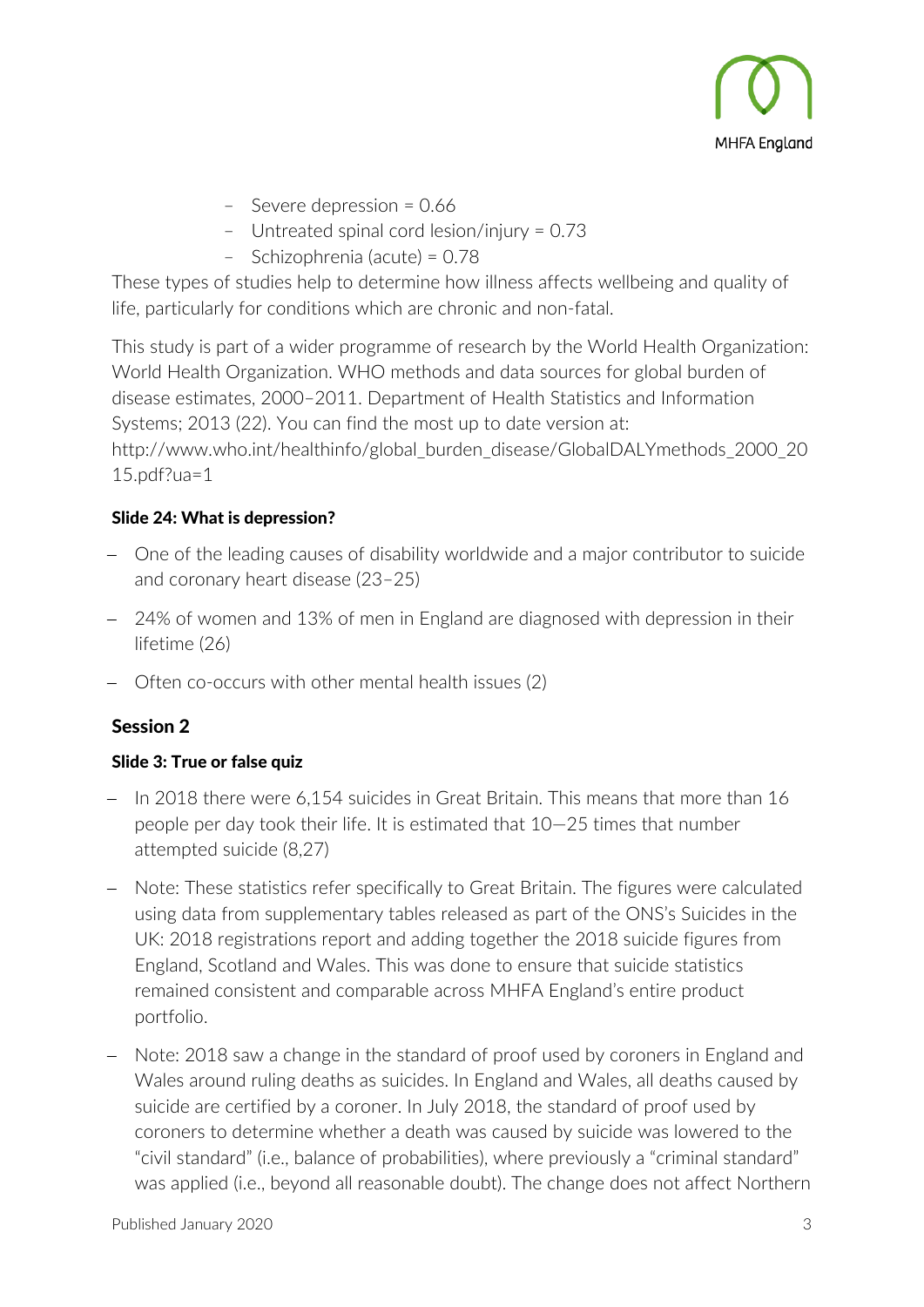- Severe depression = 0.66
- Untreated spinal cord lesion/injury = 0.73
- Schizophrenia (acute) = 0.78

These types of studies help to determine how illness affects wellbeing and quality of life, particularly for conditions which are chronic and non-fatal.

This study is part of a wider programme of research by the World Health Organization: World Health Organization. WHO methods and data sources for global burden of disease estimates, 2000–2011. Department of Health Statistics and Information Systems; 2013 (22). You can find the most up to date version at: http://www.who.int/healthinfo/global_burden_disease/GlobalDALYmethods_2000_2015.pdf?ua=1

### Slide 24: What is depression?

- One of the leading causes of disability worldwide and a major contributor to suicide and coronary heart disease (23–25)
- 24% of women and 13% of men in England are diagnosed with depression in their lifetime (26)
- Often co-occurs with other mental health issues (2)

## Session 2

### Slide 3: True or false quiz

- In 2018 there were 6,154 suicides in Great Britain. This means that more than 16 people per day took their life. It is estimated that 10—25 times that number attempted suicide (8,27)
- Note: These statistics refer specifically to Great Britain. The figures were calculated using data from supplementary tables released as part of the ONS's Suicides in the UK: 2018 registrations report and adding together the 2018 suicide figures from England, Scotland and Wales. This was done to ensure that suicide statistics remained consistent and comparable across MHFA England's entire product portfolio.
- Note: 2018 saw a change in the standard of proof used by coroners in England and Wales around ruling deaths as suicides. In England and Wales, all deaths caused by suicide are certified by a coroner. In July 2018, the standard of proof used by coroners to determine whether a death was caused by suicide was lowered to the "civil standard" (i.e., balance of probabilities), where previously a "criminal standard" was applied (i.e., beyond all reasonable doubt). The change does not affect Northern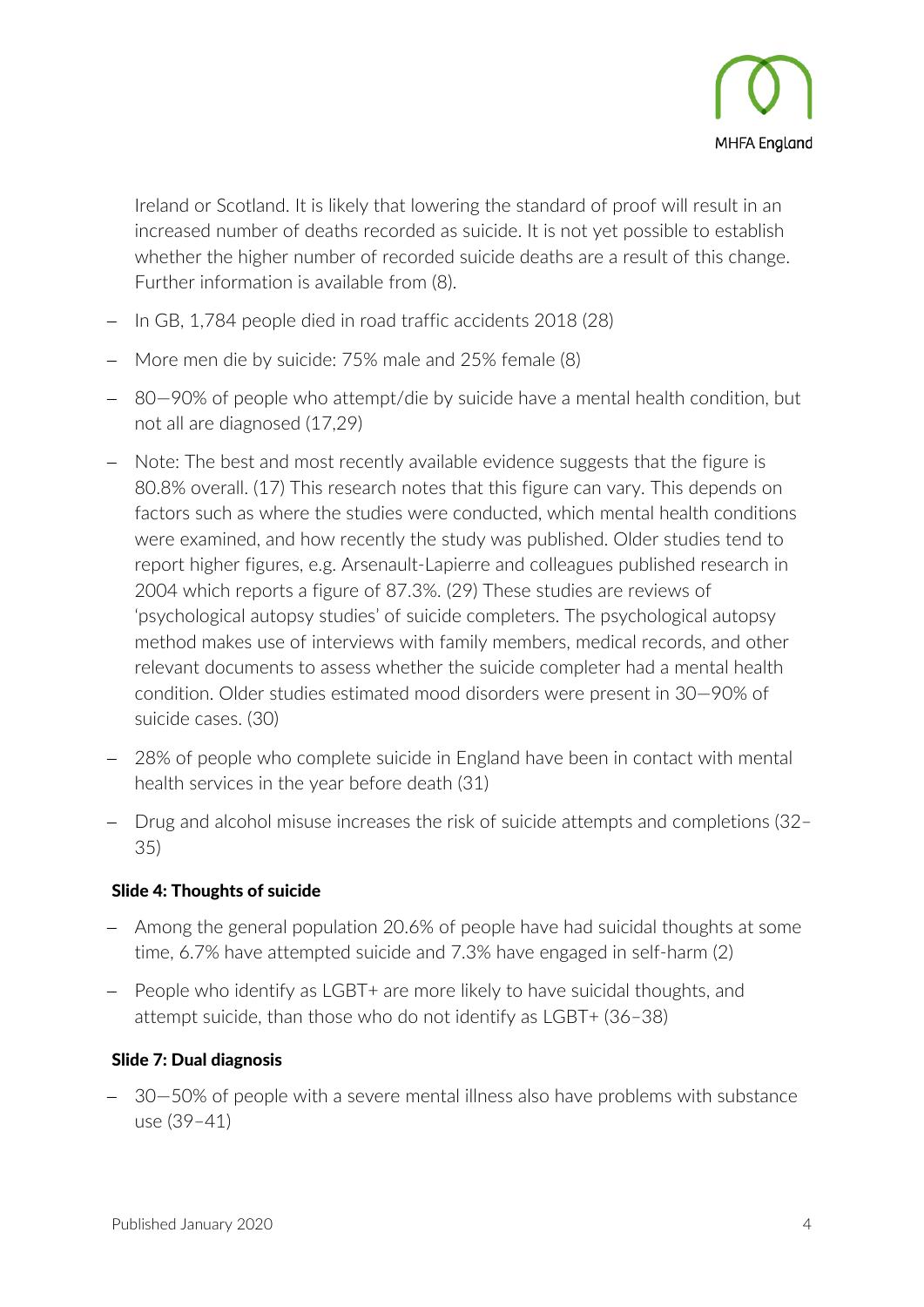Ireland or Scotland. It is likely that lowering the standard of proof will result in an increased number of deaths recorded as suicide. It is not yet possible to establish whether the higher number of recorded suicide deaths are a result of this change. Further information is available from (8).

- In GB, 1,784 people died in road traffic accidents 2018 (28)
- More men die by suicide: 75% male and 25% female (8)
- 80—90% of people who attempt/die by suicide have a mental health condition, but not all are diagnosed (17,29)
- Note: The best and most recently available evidence suggests that the figure is 80.8% overall. (17) This research notes that this figure can vary. This depends on factors such as where the studies were conducted, which mental health conditions were examined, and how recently the study was published. Older studies tend to report higher figures, e.g. Arsenault-Lapierre and colleagues published research in 2004 which reports a figure of 87.3%. (29) These studies are reviews of 'psychological autopsy studies' of suicide completers. The psychological autopsy method makes use of interviews with family members, medical records, and other relevant documents to assess whether the suicide completer had a mental health condition. Older studies estimated mood disorders were present in 30—90% of suicide cases. (30)
- 28% of people who complete suicide in England have been in contact with mental health services in the year before death (31)
- Drug and alcohol misuse increases the risk of suicide attempts and completions (32–35)

**Slide 4: Thoughts of suicide**

- Among the general population 20.6% of people have had suicidal thoughts at some time, 6.7% have attempted suicide and 7.3% have engaged in self-harm (2)
- People who identify as LGBT+ are more likely to have suicidal thoughts, and attempt suicide, than those who do not identify as LGBT+ (36–38)

**Slide 7: Dual diagnosis**

- 30—50% of people with a severe mental illness also have problems with substance use (39–41)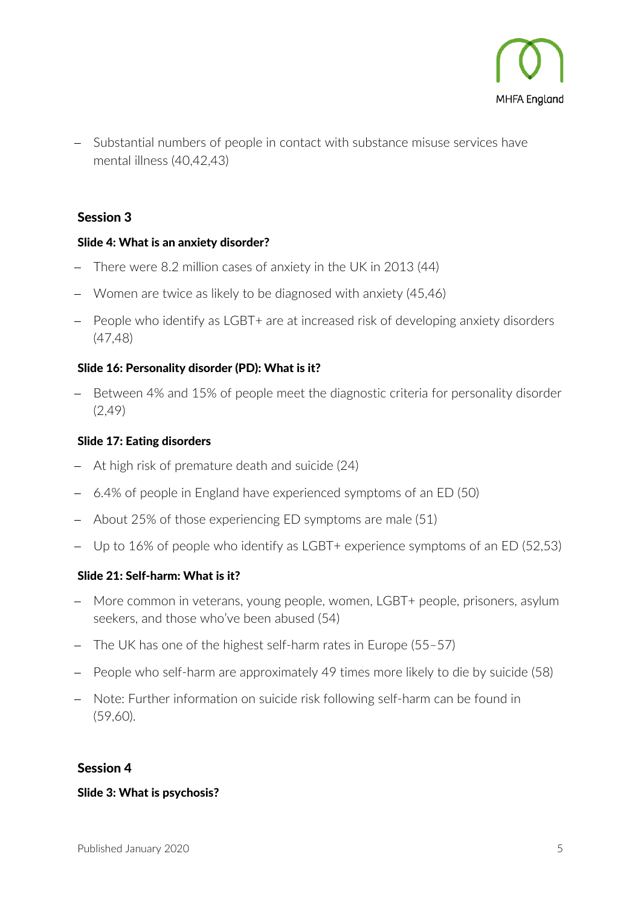- Substantial numbers of people in contact with substance misuse services have mental illness (40,42,43)

## Session 3

### Slide 4: What is an anxiety disorder?

- There were 8.2 million cases of anxiety in the UK in 2013 (44)
- Women are twice as likely to be diagnosed with anxiety (45,46)
- People who identify as LGBT+ are at increased risk of developing anxiety disorders (47,48)

### Slide 16: Personality disorder (PD): What is it?

- Between 4% and 15% of people meet the diagnostic criteria for personality disorder (2,49)

### Slide 17: Eating disorders

- At high risk of premature death and suicide (24)
- 6.4% of people in England have experienced symptoms of an ED (50)
- About 25% of those experiencing ED symptoms are male (51)
- Up to 16% of people who identify as LGBT+ experience symptoms of an ED (52,53)

### Slide 21: Self-harm: What is it?

- More common in veterans, young people, women, LGBT+ people, prisoners, asylum seekers, and those who've been abused (54)
- The UK has one of the highest self-harm rates in Europe (55–57)
- People who self-harm are approximately 49 times more likely to die by suicide (58)
- Note: Further information on suicide risk following self-harm can be found in (59,60).

## Session 4

### Slide 3: What is psychosis?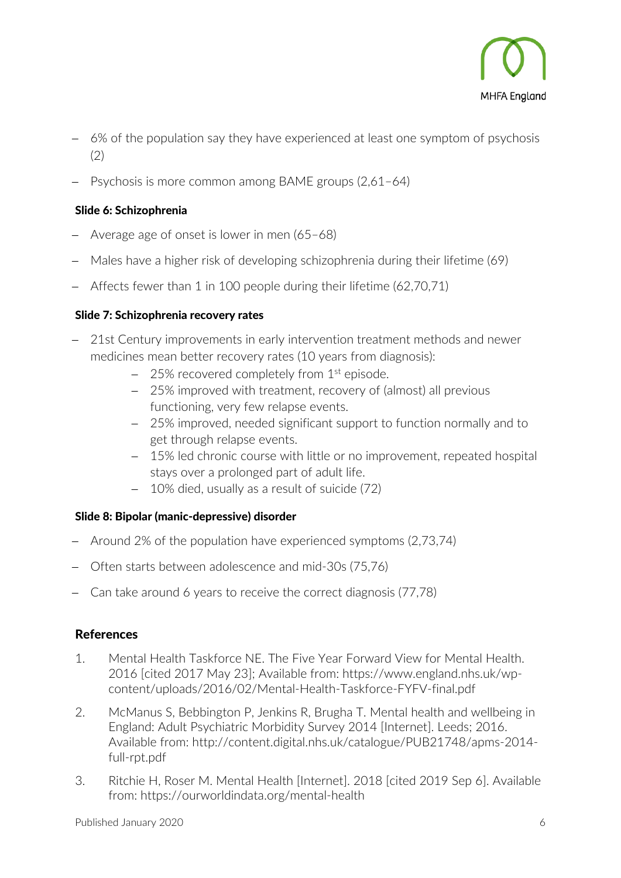- 6% of the population say they have experienced at least one symptom of psychosis (2)
- Psychosis is more common among BAME groups (2,61–64)

**Slide 6: Schizophrenia**

- Average age of onset is lower in men (65–68)
- Males have a higher risk of developing schizophrenia during their lifetime (69)
- Affects fewer than 1 in 100 people during their lifetime (62,70,71)

**Slide 7: Schizophrenia recovery rates**

- 21st Century improvements in early intervention treatment methods and newer medicines mean better recovery rates (10 years from diagnosis):
  - 25% recovered completely from 1st episode.
  - 25% improved with treatment, recovery of (almost) all previous functioning, very few relapse events.
  - 25% improved, needed significant support to function normally and to get through relapse events.
  - 15% led chronic course with little or no improvement, repeated hospital stays over a prolonged part of adult life.
  - 10% died, usually as a result of suicide (72)

**Slide 8: Bipolar (manic-depressive) disorder**

- Around 2% of the population have experienced symptoms (2,73,74)
- Often starts between adolescence and mid-30s (75,76)
- Can take around 6 years to receive the correct diagnosis (77,78)

## References

1. Mental Health Taskforce NE. The Five Year Forward View for Mental Health. 2016 [cited 2017 May 23]; Available from: https://www.england.nhs.uk/wp-content/uploads/2016/02/Mental-Health-Taskforce-FYFV-final.pdf
2. McManus S, Bebbington P, Jenkins R, Brugha T. Mental health and wellbeing in England: Adult Psychiatric Morbidity Survey 2014 [Internet]. Leeds; 2016. Available from: http://content.digital.nhs.uk/catalogue/PUB21748/apms-2014-full-rpt.pdf
3. Ritchie H, Roser M. Mental Health [Internet]. 2018 [cited 2019 Sep 6]. Available from: https://ourworldindata.org/mental-health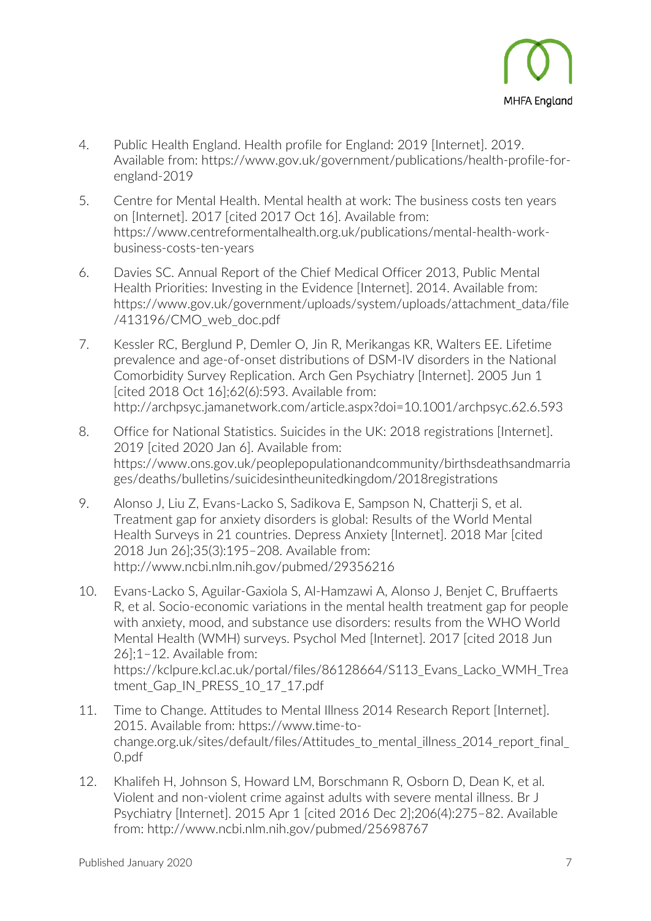4. Public Health England. Health profile for England: 2019 [Internet]. 2019. Available from: https://www.gov.uk/government/publications/health-profile-for-england-2019

5. Centre for Mental Health. Mental health at work: The business costs ten years on [Internet]. 2017 [cited 2017 Oct 16]. Available from: https://www.centreformentalhealth.org.uk/publications/mental-health-work-business-costs-ten-years

6. Davies SC. Annual Report of the Chief Medical Officer 2013, Public Mental Health Priorities: Investing in the Evidence [Internet]. 2014. Available from: https://www.gov.uk/government/uploads/system/uploads/attachment_data/file/413196/CMO_web_doc.pdf

7. Kessler RC, Berglund P, Demler O, Jin R, Merikangas KR, Walters EE. Lifetime prevalence and age-of-onset distributions of DSM-IV disorders in the National Comorbidity Survey Replication. Arch Gen Psychiatry [Internet]. 2005 Jun 1 [cited 2018 Oct 16];62(6):593. Available from: http://archpsyc.jamanetwork.com/article.aspx?doi=10.1001/archpsyc.62.6.593

8. Office for National Statistics. Suicides in the UK: 2018 registrations [Internet]. 2019 [cited 2020 Jan 6]. Available from: https://www.ons.gov.uk/peoplepopulationandcommunity/birthsdeathsandmarriages/deaths/bulletins/suicidesintheunitedkingdom/2018registrations

9. Alonso J, Liu Z, Evans-Lacko S, Sadikova E, Sampson N, Chatterji S, et al. Treatment gap for anxiety disorders is global: Results of the World Mental Health Surveys in 21 countries. Depress Anxiety [Internet]. 2018 Mar [cited 2018 Jun 26];35(3):195–208. Available from: http://www.ncbi.nlm.nih.gov/pubmed/29356216

10. Evans-Lacko S, Aguilar-Gaxiola S, Al-Hamzawi A, Alonso J, Benjet C, Bruffaerts R, et al. Socio-economic variations in the mental health treatment gap for people with anxiety, mood, and substance use disorders: results from the WHO World Mental Health (WMH) surveys. Psychol Med [Internet]. 2017 [cited 2018 Jun 26];1–12. Available from: https://kclpure.kcl.ac.uk/portal/files/86128664/S113_Evans_Lacko_WMH_Treatment_Gap_IN_PRESS_10_17_17.pdf

11. Time to Change. Attitudes to Mental Illness 2014 Research Report [Internet]. 2015. Available from: https://www.time-to-change.org.uk/sites/default/files/Attitudes_to_mental_illness_2014_report_final_0.pdf

12. Khalifeh H, Johnson S, Howard LM, Borschmann R, Osborn D, Dean K, et al. Violent and non-violent crime against adults with severe mental illness. Br J Psychiatry [Internet]. 2015 Apr 1 [cited 2016 Dec 2];206(4):275–82. Available from: http://www.ncbi.nlm.nih.gov/pubmed/25698767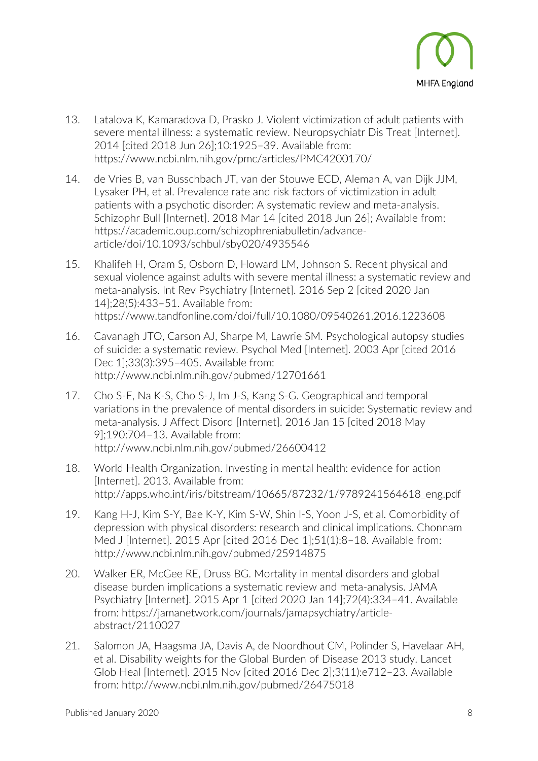13. Latalova K, Kamaradova D, Prasko J. Violent victimization of adult patients with severe mental illness: a systematic review. Neuropsychiatr Dis Treat [Internet]. 2014 [cited 2018 Jun 26];10:1925–39. Available from: https://www.ncbi.nlm.nih.gov/pmc/articles/PMC4200170/

14. de Vries B, van Busschbach JT, van der Stouwe ECD, Aleman A, van Dijk JJM, Lysaker PH, et al. Prevalence rate and risk factors of victimization in adult patients with a psychotic disorder: A systematic review and meta-analysis. Schizophr Bull [Internet]. 2018 Mar 14 [cited 2018 Jun 26]; Available from: https://academic.oup.com/schizophreniabulletin/advance-article/doi/10.1093/schbul/sby020/4935546

15. Khalifeh H, Oram S, Osborn D, Howard LM, Johnson S. Recent physical and sexual violence against adults with severe mental illness: a systematic review and meta-analysis. Int Rev Psychiatry [Internet]. 2016 Sep 2 [cited 2020 Jan 14];28(5):433–51. Available from: https://www.tandfonline.com/doi/full/10.1080/09540261.2016.1223608

16. Cavanagh JTO, Carson AJ, Sharpe M, Lawrie SM. Psychological autopsy studies of suicide: a systematic review. Psychol Med [Internet]. 2003 Apr [cited 2016 Dec 1];33(3):395–405. Available from: http://www.ncbi.nlm.nih.gov/pubmed/12701661

17. Cho S-E, Na K-S, Cho S-J, Im J-S, Kang S-G. Geographical and temporal variations in the prevalence of mental disorders in suicide: Systematic review and meta-analysis. J Affect Disord [Internet]. 2016 Jan 15 [cited 2018 May 9];190:704–13. Available from: http://www.ncbi.nlm.nih.gov/pubmed/26600412

18. World Health Organization. Investing in mental health: evidence for action [Internet]. 2013. Available from: http://apps.who.int/iris/bitstream/10665/87232/1/9789241564618_eng.pdf

19. Kang H-J, Kim S-Y, Bae K-Y, Kim S-W, Shin I-S, Yoon J-S, et al. Comorbidity of depression with physical disorders: research and clinical implications. Chonnam Med J [Internet]. 2015 Apr [cited 2016 Dec 1];51(1):8–18. Available from: http://www.ncbi.nlm.nih.gov/pubmed/25914875

20. Walker ER, McGee RE, Druss BG. Mortality in mental disorders and global disease burden implications a systematic review and meta-analysis. JAMA Psychiatry [Internet]. 2015 Apr 1 [cited 2020 Jan 14];72(4):334–41. Available from: https://jamanetwork.com/journals/jamapsychiatry/article-abstract/2110027

21. Salomon JA, Haagsma JA, Davis A, de Noordhout CM, Polinder S, Havelaar AH, et al. Disability weights for the Global Burden of Disease 2013 study. Lancet Glob Heal [Internet]. 2015 Nov [cited 2016 Dec 2];3(11):e712–23. Available from: http://www.ncbi.nlm.nih.gov/pubmed/26475018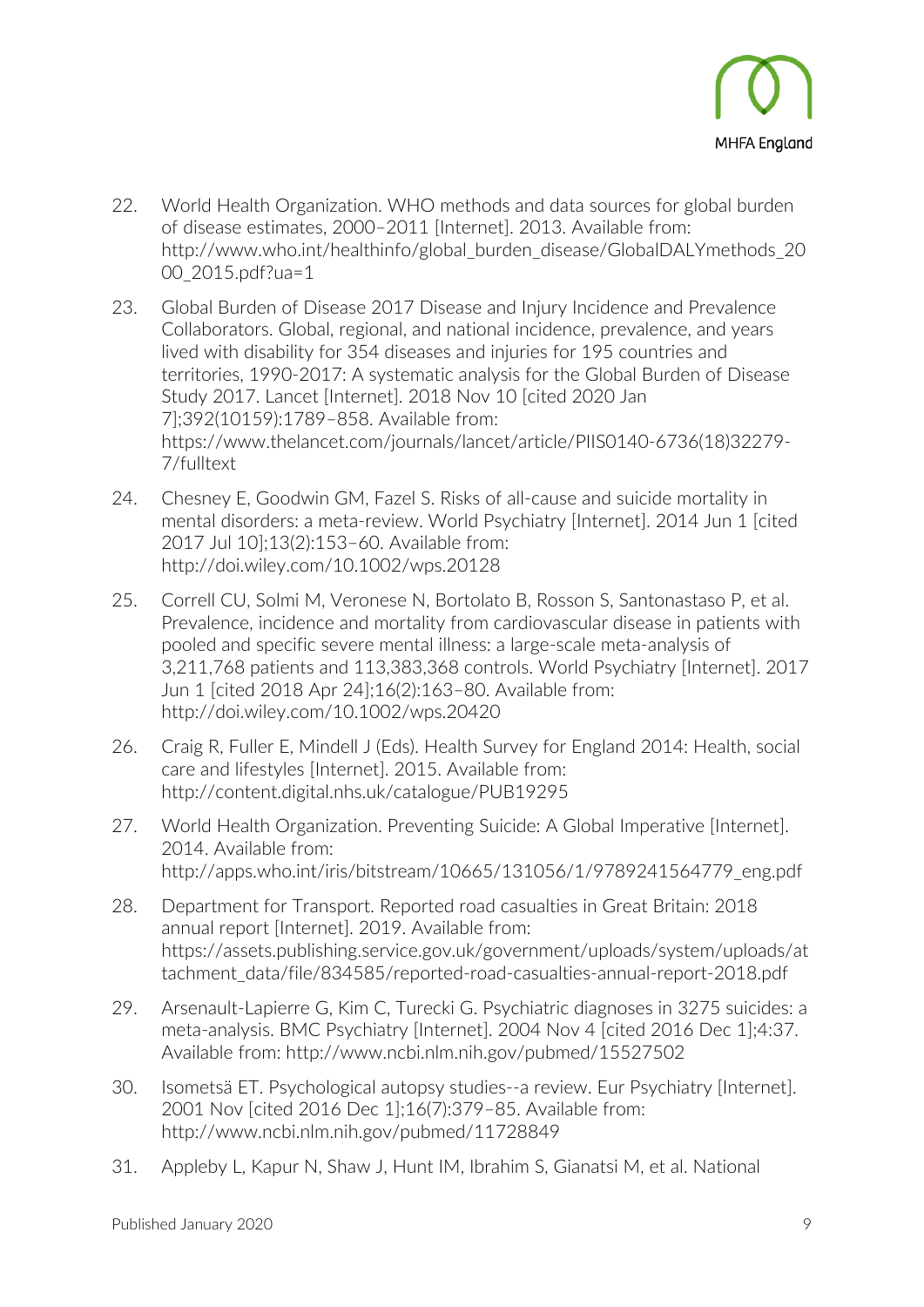22. World Health Organization. WHO methods and data sources for global burden of disease estimates, 2000–2011 [Internet]. 2013. Available from: http://www.who.int/healthinfo/global_burden_disease/GlobalDALYmethods_2000_2015.pdf?ua=1

23. Global Burden of Disease 2017 Disease and Injury Incidence and Prevalence Collaborators. Global, regional, and national incidence, prevalence, and years lived with disability for 354 diseases and injuries for 195 countries and territories, 1990-2017: A systematic analysis for the Global Burden of Disease Study 2017. Lancet [Internet]. 2018 Nov 10 [cited 2020 Jan 7];392(10159):1789–858. Available from: https://www.thelancet.com/journals/lancet/article/PIIS0140-6736(18)32279-7/fulltext

24. Chesney E, Goodwin GM, Fazel S. Risks of all-cause and suicide mortality in mental disorders: a meta-review. World Psychiatry [Internet]. 2014 Jun 1 [cited 2017 Jul 10];13(2):153–60. Available from: http://doi.wiley.com/10.1002/wps.20128

25. Correll CU, Solmi M, Veronese N, Bortolato B, Rosson S, Santonastaso P, et al. Prevalence, incidence and mortality from cardiovascular disease in patients with pooled and specific severe mental illness: a large-scale meta-analysis of 3,211,768 patients and 113,383,368 controls. World Psychiatry [Internet]. 2017 Jun 1 [cited 2018 Apr 24];16(2):163–80. Available from: http://doi.wiley.com/10.1002/wps.20420

26. Craig R, Fuller E, Mindell J (Eds). Health Survey for England 2014: Health, social care and lifestyles [Internet]. 2015. Available from: http://content.digital.nhs.uk/catalogue/PUB19295

27. World Health Organization. Preventing Suicide: A Global Imperative [Internet]. 2014. Available from: http://apps.who.int/iris/bitstream/10665/131056/1/9789241564779_eng.pdf

28. Department for Transport. Reported road casualties in Great Britain: 2018 annual report [Internet]. 2019. Available from: https://assets.publishing.service.gov.uk/government/uploads/system/uploads/attachment_data/file/834585/reported-road-casualties-annual-report-2018.pdf

29. Arsenault-Lapierre G, Kim C, Turecki G. Psychiatric diagnoses in 3275 suicides: a meta-analysis. BMC Psychiatry [Internet]. 2004 Nov 4 [cited 2016 Dec 1];4:37. Available from: http://www.ncbi.nlm.nih.gov/pubmed/15527502

30. Isometsä ET. Psychological autopsy studies--a review. Eur Psychiatry [Internet]. 2001 Nov [cited 2016 Dec 1];16(7):379–85. Available from: http://www.ncbi.nlm.nih.gov/pubmed/11728849

31. Appleby L, Kapur N, Shaw J, Hunt IM, Ibrahim S, Gianatsi M, et al. National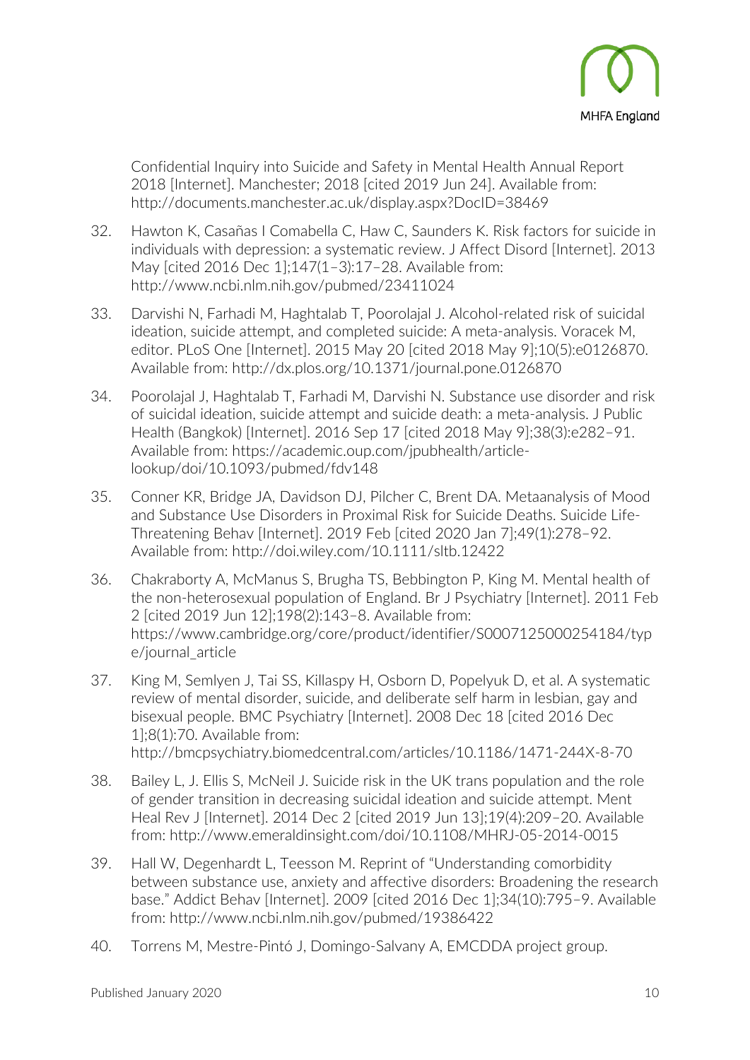Confidential Inquiry into Suicide and Safety in Mental Health Annual Report 2018 [Internet]. Manchester; 2018 [cited 2019 Jun 24]. Available from: http://documents.manchester.ac.uk/display.aspx?DocID=38469

32. Hawton K, Casañas I Comabella C, Haw C, Saunders K. Risk factors for suicide in individuals with depression: a systematic review. J Affect Disord [Internet]. 2013 May [cited 2016 Dec 1];147(1–3):17–28. Available from: http://www.ncbi.nlm.nih.gov/pubmed/23411024

33. Darvishi N, Farhadi M, Haghtalab T, Poorolajal J. Alcohol-related risk of suicidal ideation, suicide attempt, and completed suicide: A meta-analysis. Voracek M, editor. PLoS One [Internet]. 2015 May 20 [cited 2018 May 9];10(5):e0126870. Available from: http://dx.plos.org/10.1371/journal.pone.0126870

34. Poorolajal J, Haghtalab T, Farhadi M, Darvishi N. Substance use disorder and risk of suicidal ideation, suicide attempt and suicide death: a meta-analysis. J Public Health (Bangkok) [Internet]. 2016 Sep 17 [cited 2018 May 9];38(3):e282–91. Available from: https://academic.oup.com/jpubhealth/article-lookup/doi/10.1093/pubmed/fdv148

35. Conner KR, Bridge JA, Davidson DJ, Pilcher C, Brent DA. Metaanalysis of Mood and Substance Use Disorders in Proximal Risk for Suicide Deaths. Suicide Life-Threatening Behav [Internet]. 2019 Feb [cited 2020 Jan 7];49(1):278–92. Available from: http://doi.wiley.com/10.1111/sltb.12422

36. Chakraborty A, McManus S, Brugha TS, Bebbington P, King M. Mental health of the non-heterosexual population of England. Br J Psychiatry [Internet]. 2011 Feb 2 [cited 2019 Jun 12];198(2):143–8. Available from: https://www.cambridge.org/core/product/identifier/S0007125000254184/type/journal_article

37. King M, Semlyen J, Tai SS, Killaspy H, Osborn D, Popelyuk D, et al. A systematic review of mental disorder, suicide, and deliberate self harm in lesbian, gay and bisexual people. BMC Psychiatry [Internet]. 2008 Dec 18 [cited 2016 Dec 1];8(1):70. Available from: http://bmcpsychiatry.biomedcentral.com/articles/10.1186/1471-244X-8-70

38. Bailey L, J. Ellis S, McNeil J. Suicide risk in the UK trans population and the role of gender transition in decreasing suicidal ideation and suicide attempt. Ment Heal Rev J [Internet]. 2014 Dec 2 [cited 2019 Jun 13];19(4):209–20. Available from: http://www.emeraldinsight.com/doi/10.1108/MHRJ-05-2014-0015

39. Hall W, Degenhardt L, Teesson M. Reprint of "Understanding comorbidity between substance use, anxiety and affective disorders: Broadening the research base." Addict Behav [Internet]. 2009 [cited 2016 Dec 1];34(10):795–9. Available from: http://www.ncbi.nlm.nih.gov/pubmed/19386422

40. Torrens M, Mestre-Pintó J, Domingo-Salvany A, EMCDDA project group.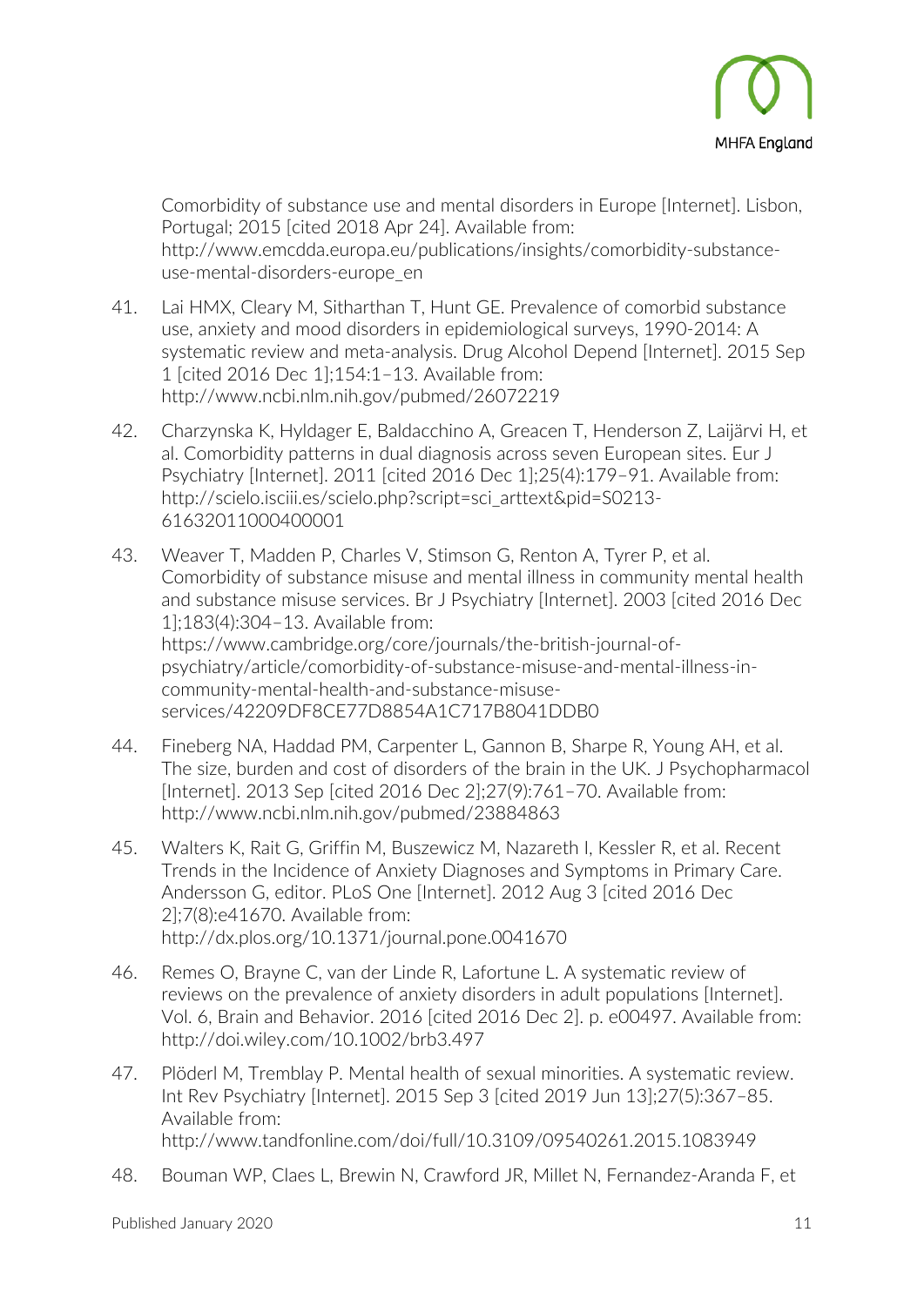Comorbidity of substance use and mental disorders in Europe [Internet]. Lisbon, Portugal; 2015 [cited 2018 Apr 24]. Available from: http://www.emcdda.europa.eu/publications/insights/comorbidity-substance-use-mental-disorders-europe_en

41. Lai HMX, Cleary M, Sitharthan T, Hunt GE. Prevalence of comorbid substance use, anxiety and mood disorders in epidemiological surveys, 1990-2014: A systematic review and meta-analysis. Drug Alcohol Depend [Internet]. 2015 Sep 1 [cited 2016 Dec 1];154:1–13. Available from: http://www.ncbi.nlm.nih.gov/pubmed/26072219

42. Charzynska K, Hyldager E, Baldacchino A, Greacen T, Henderson Z, Laijärvi H, et al. Comorbidity patterns in dual diagnosis across seven European sites. Eur J Psychiatry [Internet]. 2011 [cited 2016 Dec 1];25(4):179–91. Available from: http://scielo.isciii.es/scielo.php?script=sci_arttext&pid=S0213-61632011000400001

43. Weaver T, Madden P, Charles V, Stimson G, Renton A, Tyrer P, et al. Comorbidity of substance misuse and mental illness in community mental health and substance misuse services. Br J Psychiatry [Internet]. 2003 [cited 2016 Dec 1];183(4):304–13. Available from: https://www.cambridge.org/core/journals/the-british-journal-of-psychiatry/article/comorbidity-of-substance-misuse-and-mental-illness-in-community-mental-health-and-substance-misuse-services/42209DF8CE77D8854A1C717B8041DDB0

44. Fineberg NA, Haddad PM, Carpenter L, Gannon B, Sharpe R, Young AH, et al. The size, burden and cost of disorders of the brain in the UK. J Psychopharmacol [Internet]. 2013 Sep [cited 2016 Dec 2];27(9):761–70. Available from: http://www.ncbi.nlm.nih.gov/pubmed/23884863

45. Walters K, Rait G, Griffin M, Buszewicz M, Nazareth I, Kessler R, et al. Recent Trends in the Incidence of Anxiety Diagnoses and Symptoms in Primary Care. Andersson G, editor. PLoS One [Internet]. 2012 Aug 3 [cited 2016 Dec 2];7(8):e41670. Available from: http://dx.plos.org/10.1371/journal.pone.0041670

46. Remes O, Brayne C, van der Linde R, Lafortune L. A systematic review of reviews on the prevalence of anxiety disorders in adult populations [Internet]. Vol. 6, Brain and Behavior. 2016 [cited 2016 Dec 2]. p. e00497. Available from: http://doi.wiley.com/10.1002/brb3.497

47. Plöderl M, Tremblay P. Mental health of sexual minorities. A systematic review. Int Rev Psychiatry [Internet]. 2015 Sep 3 [cited 2019 Jun 13];27(5):367–85. Available from: http://www.tandfonline.com/doi/full/10.3109/09540261.2015.1083949

48. Bouman WP, Claes L, Brewin N, Crawford JR, Millet N, Fernandez-Aranda F, et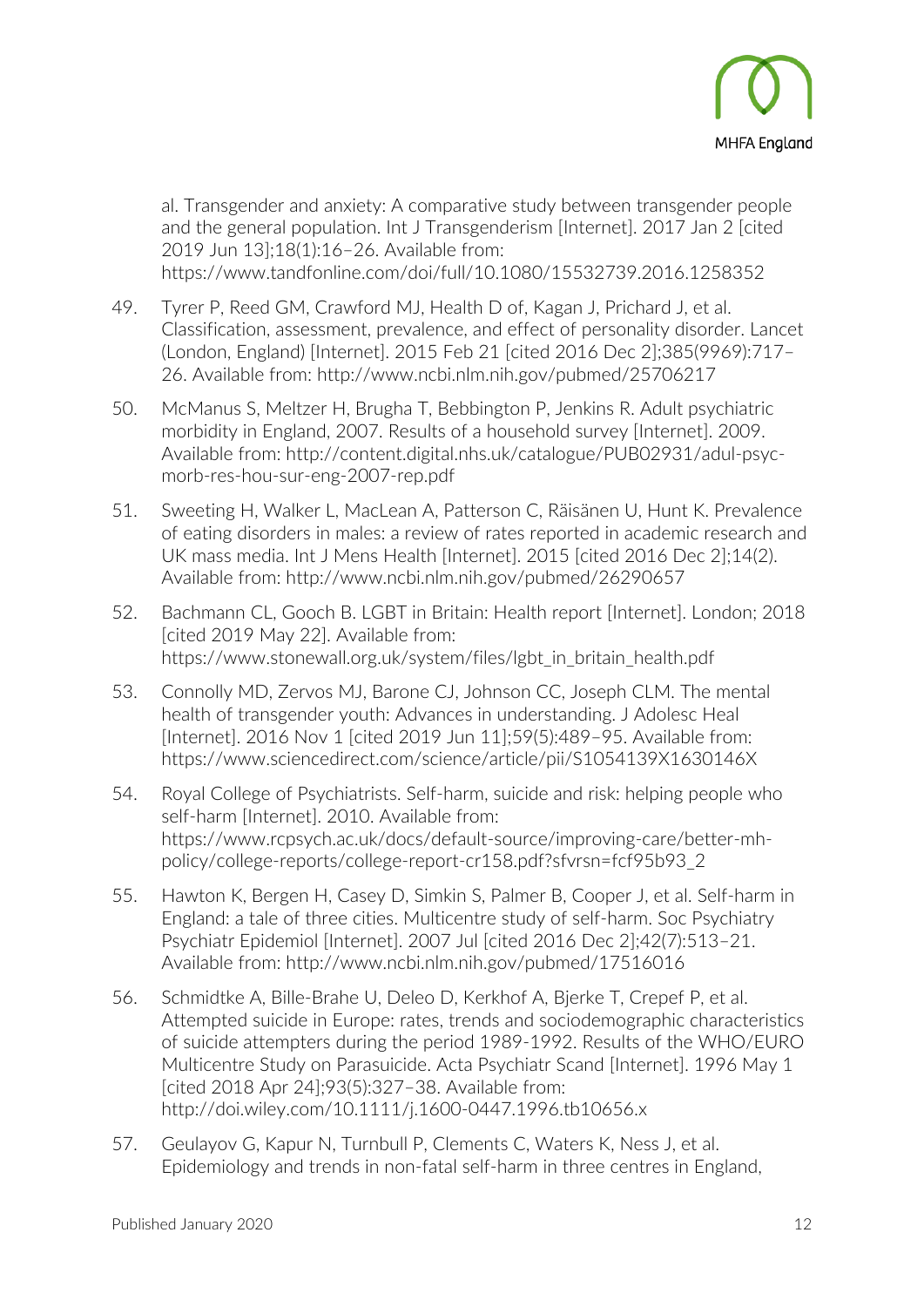al. Transgender and anxiety: A comparative study between transgender people and the general population. Int J Transgenderism [Internet]. 2017 Jan 2 [cited 2019 Jun 13];18(1):16–26. Available from: https://www.tandfonline.com/doi/full/10.1080/15532739.2016.1258352

49. Tyrer P, Reed GM, Crawford MJ, Health D of, Kagan J, Prichard J, et al. Classification, assessment, prevalence, and effect of personality disorder. Lancet (London, England) [Internet]. 2015 Feb 21 [cited 2016 Dec 2];385(9969):717–26. Available from: http://www.ncbi.nlm.nih.gov/pubmed/25706217

50. McManus S, Meltzer H, Brugha T, Bebbington P, Jenkins R. Adult psychiatric morbidity in England, 2007. Results of a household survey [Internet]. 2009. Available from: http://content.digital.nhs.uk/catalogue/PUB02931/adul-psyc-morb-res-hou-sur-eng-2007-rep.pdf

51. Sweeting H, Walker L, MacLean A, Patterson C, Räisänen U, Hunt K. Prevalence of eating disorders in males: a review of rates reported in academic research and UK mass media. Int J Mens Health [Internet]. 2015 [cited 2016 Dec 2];14(2). Available from: http://www.ncbi.nlm.nih.gov/pubmed/26290657

52. Bachmann CL, Gooch B. LGBT in Britain: Health report [Internet]. London; 2018 [cited 2019 May 22]. Available from: https://www.stonewall.org.uk/system/files/lgbt_in_britain_health.pdf

53. Connolly MD, Zervos MJ, Barone CJ, Johnson CC, Joseph CLM. The mental health of transgender youth: Advances in understanding. J Adolesc Heal [Internet]. 2016 Nov 1 [cited 2019 Jun 11];59(5):489–95. Available from: https://www.sciencedirect.com/science/article/pii/S1054139X1630146X

54. Royal College of Psychiatrists. Self-harm, suicide and risk: helping people who self-harm [Internet]. 2010. Available from: https://www.rcpsych.ac.uk/docs/default-source/improving-care/better-mh-policy/college-reports/college-report-cr158.pdf?sfvrsn=fcf95b93_2

55. Hawton K, Bergen H, Casey D, Simkin S, Palmer B, Cooper J, et al. Self-harm in England: a tale of three cities. Multicentre study of self-harm. Soc Psychiatry Psychiatr Epidemiol [Internet]. 2007 Jul [cited 2016 Dec 2];42(7):513–21. Available from: http://www.ncbi.nlm.nih.gov/pubmed/17516016

56. Schmidtke A, Bille-Brahe U, Deleo D, Kerkhof A, Bjerke T, Crepef P, et al. Attempted suicide in Europe: rates, trends and sociodemographic characteristics of suicide attempters during the period 1989-1992. Results of the WHO/EURO Multicentre Study on Parasuicide. Acta Psychiatr Scand [Internet]. 1996 May 1 [cited 2018 Apr 24];93(5):327–38. Available from: http://doi.wiley.com/10.1111/j.1600-0447.1996.tb10656.x

57. Geulayov G, Kapur N, Turnbull P, Clements C, Waters K, Ness J, et al. Epidemiology and trends in non-fatal self-harm in three centres in England,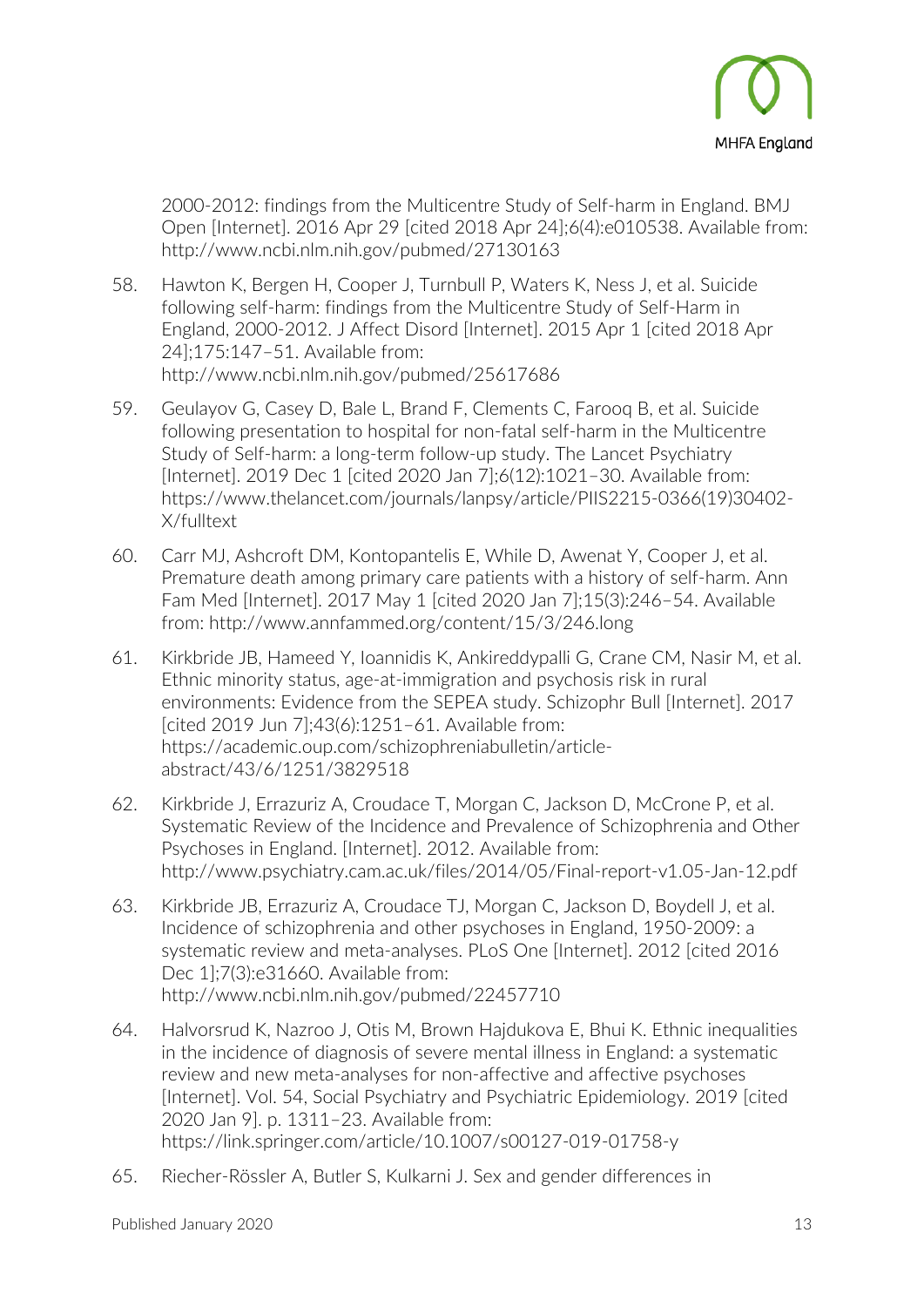2000-2012: findings from the Multicentre Study of Self-harm in England. BMJ Open [Internet]. 2016 Apr 29 [cited 2018 Apr 24];6(4):e010538. Available from: http://www.ncbi.nlm.nih.gov/pubmed/27130163

58. Hawton K, Bergen H, Cooper J, Turnbull P, Waters K, Ness J, et al. Suicide following self-harm: findings from the Multicentre Study of Self-Harm in England, 2000-2012. J Affect Disord [Internet]. 2015 Apr 1 [cited 2018 Apr 24];175:147–51. Available from: http://www.ncbi.nlm.nih.gov/pubmed/25617686

59. Geulayov G, Casey D, Bale L, Brand F, Clements C, Farooq B, et al. Suicide following presentation to hospital for non-fatal self-harm in the Multicentre Study of Self-harm: a long-term follow-up study. The Lancet Psychiatry [Internet]. 2019 Dec 1 [cited 2020 Jan 7];6(12):1021–30. Available from: https://www.thelancet.com/journals/lanpsy/article/PIIS2215-0366(19)30402-X/fulltext

60. Carr MJ, Ashcroft DM, Kontopantelis E, While D, Awenat Y, Cooper J, et al. Premature death among primary care patients with a history of self-harm. Ann Fam Med [Internet]. 2017 May 1 [cited 2020 Jan 7];15(3):246–54. Available from: http://www.annfammed.org/content/15/3/246.long

61. Kirkbride JB, Hameed Y, Ioannidis K, Ankireddypalli G, Crane CM, Nasir M, et al. Ethnic minority status, age-at-immigration and psychosis risk in rural environments: Evidence from the SEPEA study. Schizophr Bull [Internet]. 2017 [cited 2019 Jun 7];43(6):1251–61. Available from: https://academic.oup.com/schizophreniabulletin/article-abstract/43/6/1251/3829518

62. Kirkbride J, Errazuriz A, Croudace T, Morgan C, Jackson D, McCrone P, et al. Systematic Review of the Incidence and Prevalence of Schizophrenia and Other Psychoses in England. [Internet]. 2012. Available from: http://www.psychiatry.cam.ac.uk/files/2014/05/Final-report-v1.05-Jan-12.pdf

63. Kirkbride JB, Errazuriz A, Croudace TJ, Morgan C, Jackson D, Boydell J, et al. Incidence of schizophrenia and other psychoses in England, 1950-2009: a systematic review and meta-analyses. PLoS One [Internet]. 2012 [cited 2016 Dec 1];7(3):e31660. Available from: http://www.ncbi.nlm.nih.gov/pubmed/22457710

64. Halvorsrud K, Nazroo J, Otis M, Brown Hajdukova E, Bhui K. Ethnic inequalities in the incidence of diagnosis of severe mental illness in England: a systematic review and new meta-analyses for non-affective and affective psychoses [Internet]. Vol. 54, Social Psychiatry and Psychiatric Epidemiology. 2019 [cited 2020 Jan 9]. p. 1311–23. Available from: https://link.springer.com/article/10.1007/s00127-019-01758-y

65. Riecher-Rössler A, Butler S, Kulkarni J. Sex and gender differences in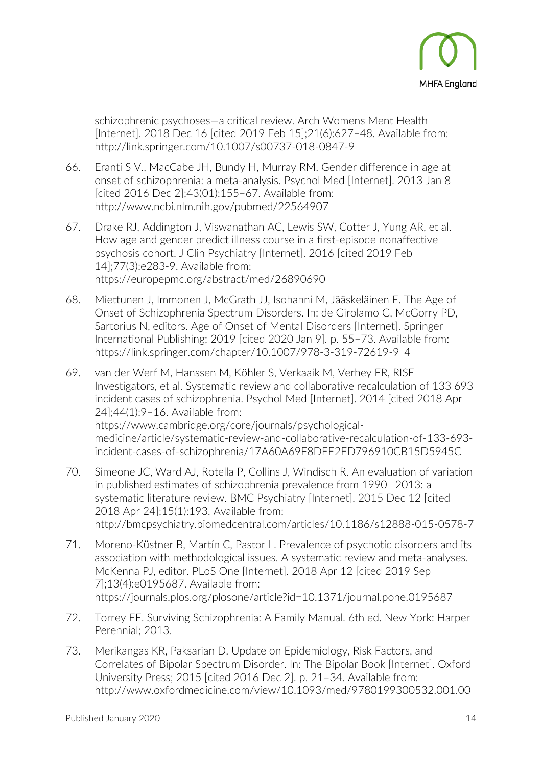schizophrenic psychoses—a critical review. Arch Womens Ment Health [Internet]. 2018 Dec 16 [cited 2019 Feb 15];21(6):627–48. Available from: http://link.springer.com/10.1007/s00737-018-0847-9

66. Eranti S V., MacCabe JH, Bundy H, Murray RM. Gender difference in age at onset of schizophrenia: a meta-analysis. Psychol Med [Internet]. 2013 Jan 8 [cited 2016 Dec 2];43(01):155–67. Available from: http://www.ncbi.nlm.nih.gov/pubmed/22564907

67. Drake RJ, Addington J, Viswanathan AC, Lewis SW, Cotter J, Yung AR, et al. How age and gender predict illness course in a first-episode nonaffective psychosis cohort. J Clin Psychiatry [Internet]. 2016 [cited 2019 Feb 14];77(3):e283-9. Available from: https://europepmc.org/abstract/med/26890690

68. Miettunen J, Immonen J, McGrath JJ, Isohanni M, Jääskeläinen E. The Age of Onset of Schizophrenia Spectrum Disorders. In: de Girolamo G, McGorry PD, Sartorius N, editors. Age of Onset of Mental Disorders [Internet]. Springer International Publishing; 2019 [cited 2020 Jan 9]. p. 55–73. Available from: https://link.springer.com/chapter/10.1007/978-3-319-72619-9_4

69. van der Werf M, Hanssen M, Köhler S, Verkaaik M, Verhey FR, RISE Investigators, et al. Systematic review and collaborative recalculation of 133 693 incident cases of schizophrenia. Psychol Med [Internet]. 2014 [cited 2018 Apr 24];44(1):9–16. Available from: https://www.cambridge.org/core/journals/psychological-medicine/article/systematic-review-and-collaborative-recalculation-of-133-693-incident-cases-of-schizophrenia/17A60A69F8DEE2ED796910CB15D5945C

70. Simeone JC, Ward AJ, Rotella P, Collins J, Windisch R. An evaluation of variation in published estimates of schizophrenia prevalence from 1990—2013: a systematic literature review. BMC Psychiatry [Internet]. 2015 Dec 12 [cited 2018 Apr 24];15(1):193. Available from: http://bmcpsychiatry.biomedcentral.com/articles/10.1186/s12888-015-0578-7

71. Moreno-Küstner B, Martín C, Pastor L. Prevalence of psychotic disorders and its association with methodological issues. A systematic review and meta-analyses. McKenna PJ, editor. PLoS One [Internet]. 2018 Apr 12 [cited 2019 Sep 7];13(4):e0195687. Available from: https://journals.plos.org/plosone/article?id=10.1371/journal.pone.0195687

72. Torrey EF. Surviving Schizophrenia: A Family Manual. 6th ed. New York: Harper Perennial; 2013.

73. Merikangas KR, Paksarian D. Update on Epidemiology, Risk Factors, and Correlates of Bipolar Spectrum Disorder. In: The Bipolar Book [Internet]. Oxford University Press; 2015 [cited 2016 Dec 2]. p. 21–34. Available from: http://www.oxfordmedicine.com/view/10.1093/med/9780199300532.001.00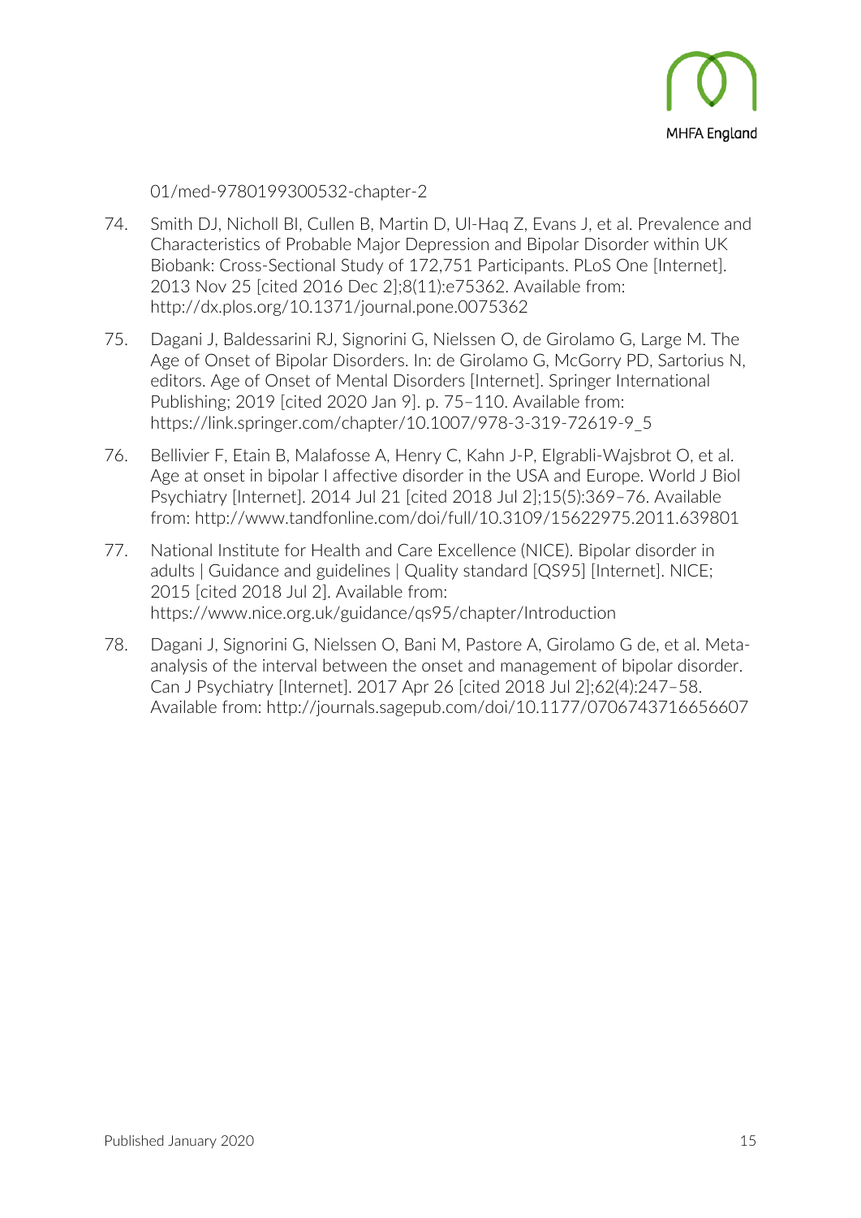01/med-9780199300532-chapter-2

74. Smith DJ, Nicholl BI, Cullen B, Martin D, Ul-Haq Z, Evans J, et al. Prevalence and Characteristics of Probable Major Depression and Bipolar Disorder within UK Biobank: Cross-Sectional Study of 172,751 Participants. PLoS One [Internet]. 2013 Nov 25 [cited 2016 Dec 2];8(11):e75362. Available from: http://dx.plos.org/10.1371/journal.pone.0075362
75. Dagani J, Baldessarini RJ, Signorini G, Nielssen O, de Girolamo G, Large M. The Age of Onset of Bipolar Disorders. In: de Girolamo G, McGorry PD, Sartorius N, editors. Age of Onset of Mental Disorders [Internet]. Springer International Publishing; 2019 [cited 2020 Jan 9]. p. 75–110. Available from: https://link.springer.com/chapter/10.1007/978-3-319-72619-9_5
76. Bellivier F, Etain B, Malafosse A, Henry C, Kahn J-P, Elgrabli-Wajsbrot O, et al. Age at onset in bipolar I affective disorder in the USA and Europe. World J Biol Psychiatry [Internet]. 2014 Jul 21 [cited 2018 Jul 2];15(5):369–76. Available from: http://www.tandfonline.com/doi/full/10.3109/15622975.2011.639801
77. National Institute for Health and Care Excellence (NICE). Bipolar disorder in adults | Guidance and guidelines | Quality standard [QS95] [Internet]. NICE; 2015 [cited 2018 Jul 2]. Available from: https://www.nice.org.uk/guidance/qs95/chapter/Introduction
78. Dagani J, Signorini G, Nielssen O, Bani M, Pastore A, Girolamo G de, et al. Meta-analysis of the interval between the onset and management of bipolar disorder. Can J Psychiatry [Internet]. 2017 Apr 26 [cited 2018 Jul 2];62(4):247–58. Available from: http://journals.sagepub.com/doi/10.1177/0706743716656607